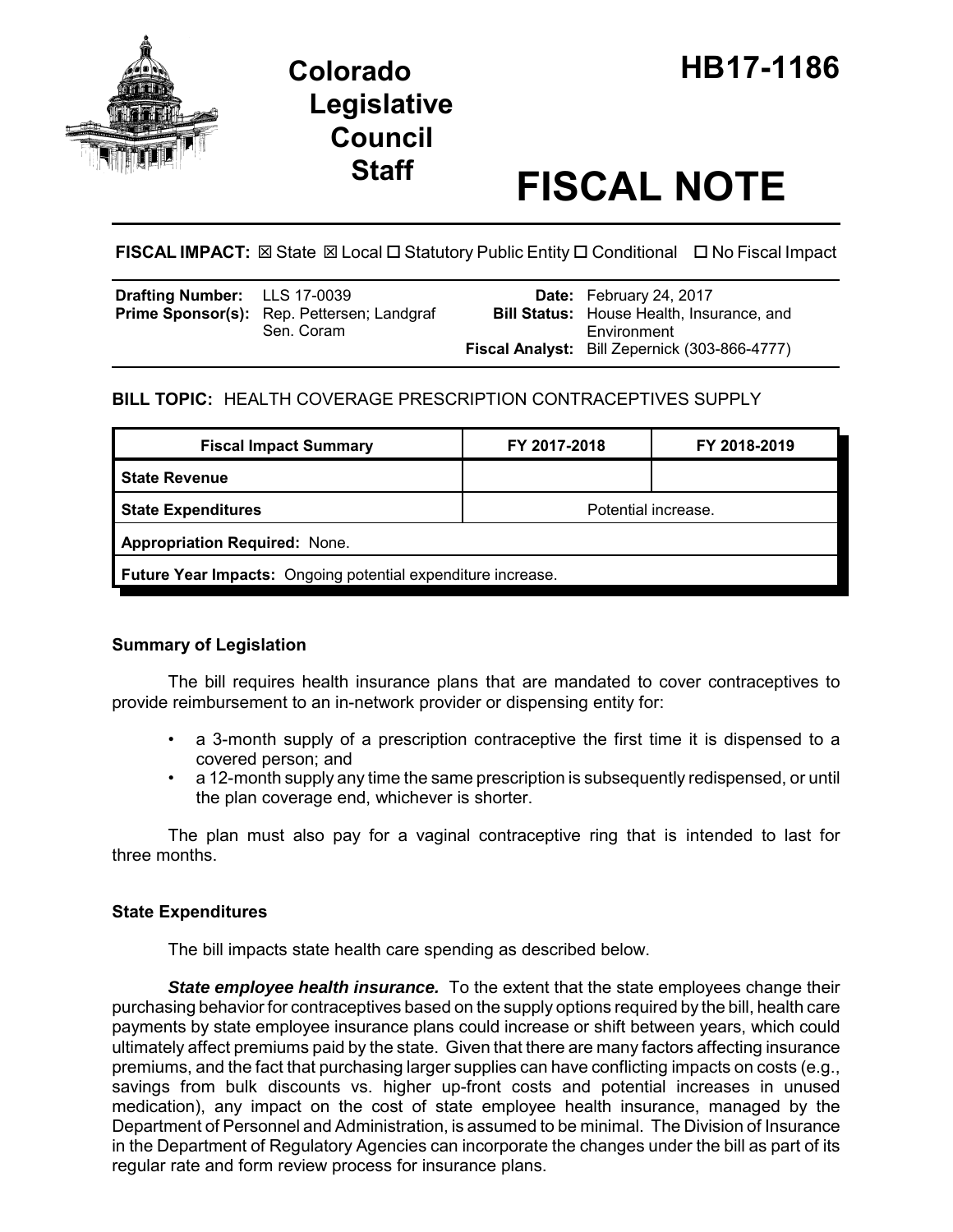# Colorado Legislative Council Staff

# HB17-1186

# FISCAL NOTE

**FISCAL IMPACT:** ☒ State ☒ Local ☐ Statutory Public Entity ☐ Conditional ☐ No Fiscal Impact

| | | | |
|---|---|---|---|
| **Drafting Number:** | LLS 17-0039 | **Date:** | February 24, 2017 |
| **Prime Sponsor(s):** | Rep. Pettersen; Landgraf Sen. Coram | **Bill Status:** | House Health, Insurance, and Environment |
| | | **Fiscal Analyst:** | Bill Zepernick (303-866-4777) |

**BILL TOPIC:** HEALTH COVERAGE PRESCRIPTION CONTRACEPTIVES SUPPLY

| Fiscal Impact Summary | FY 2017-2018 | FY 2018-2019 |
|---|---|---|
| **State Revenue** | | |
| **State Expenditures** | Potential increase. | |
| **Appropriation Required:** None. | | |
| **Future Year Impacts:** Ongoing potential expenditure increase. | | |

### Summary of Legislation

The bill requires health insurance plans that are mandated to cover contraceptives to provide reimbursement to an in-network provider or dispensing entity for:

- a 3-month supply of a prescription contraceptive the first time it is dispensed to a covered person; and
- a 12-month supply any time the same prescription is subsequently redispensed, or until the plan coverage end, whichever is shorter.

The plan must also pay for a vaginal contraceptive ring that is intended to last for three months.

### State Expenditures

The bill impacts state health care spending as described below.

***State employee health insurance.*** To the extent that the state employees change their purchasing behavior for contraceptives based on the supply options required by the bill, health care payments by state employee insurance plans could increase or shift between years, which could ultimately affect premiums paid by the state. Given that there are many factors affecting insurance premiums, and the fact that purchasing larger supplies can have conflicting impacts on costs (e.g., savings from bulk discounts vs. higher up-front costs and potential increases in unused medication), any impact on the cost of state employee health insurance, managed by the Department of Personnel and Administration, is assumed to be minimal. The Division of Insurance in the Department of Regulatory Agencies can incorporate the changes under the bill as part of its regular rate and form review process for insurance plans.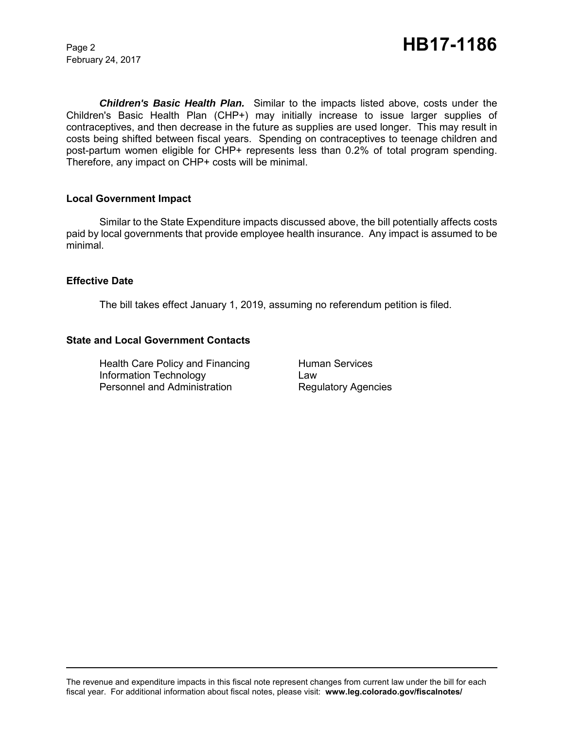***Children's Basic Health Plan.*** Similar to the impacts listed above, costs under the Children's Basic Health Plan (CHP+) may initially increase to issue larger supplies of contraceptives, and then decrease in the future as supplies are used longer. This may result in costs being shifted between fiscal years. Spending on contraceptives to teenage children and post-partum women eligible for CHP+ represents less than 0.2% of total program spending. Therefore, any impact on CHP+ costs will be minimal.

## Local Government Impact

Similar to the State Expenditure impacts discussed above, the bill potentially affects costs paid by local governments that provide employee health insurance. Any impact is assumed to be minimal.

## Effective Date

The bill takes effect January 1, 2019, assuming no referendum petition is filed.

## State and Local Government Contacts

| | |
|---|---|
| Health Care Policy and Financing | Human Services |
| Information Technology | Law |
| Personnel and Administration | Regulatory Agencies |

The revenue and expenditure impacts in this fiscal note represent changes from current law under the bill for each fiscal year. For additional information about fiscal notes, please visit: **www.leg.colorado.gov/fiscalnotes/**